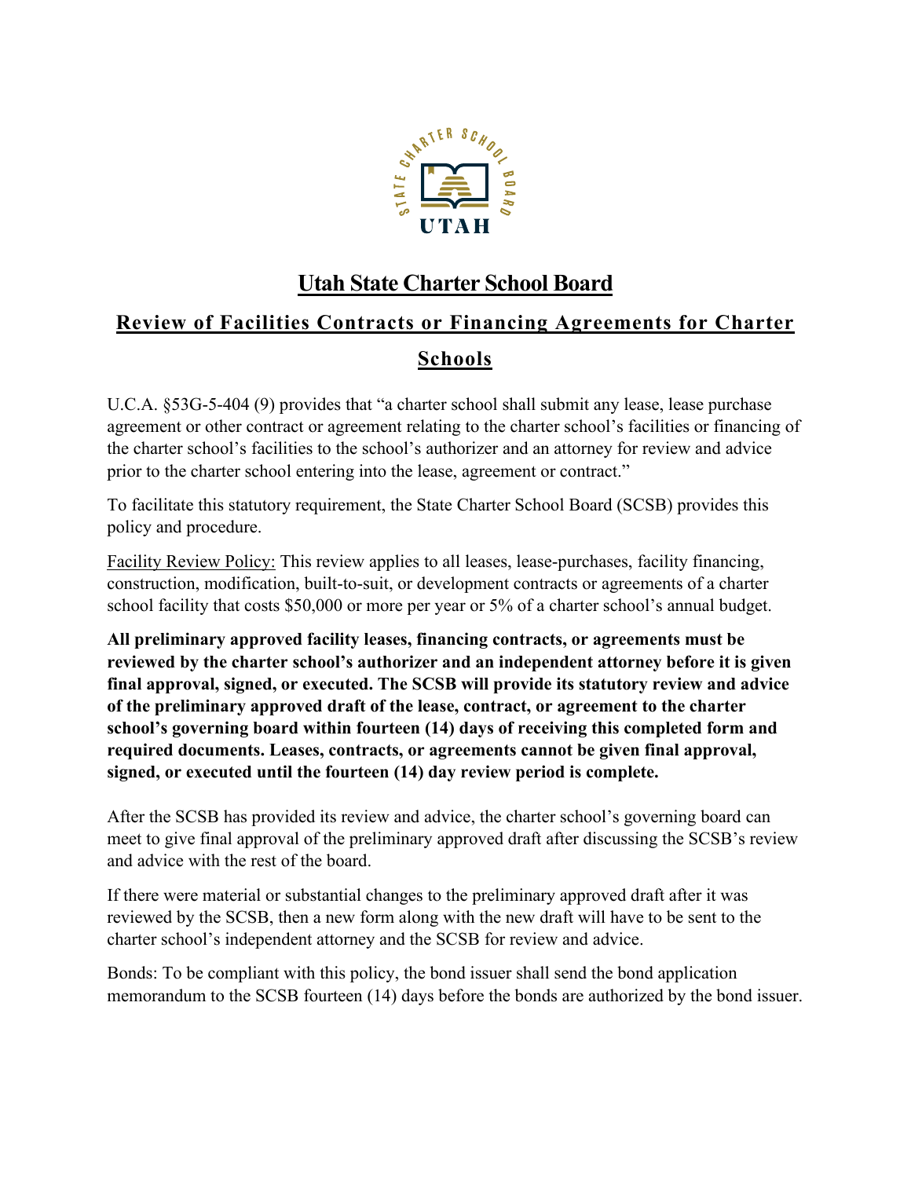# Utah State Charter School Board

## Review of Facilities Contracts or Financing Agreements for Charter Schools

U.C.A. §53G-5-404 (9) provides that "a charter school shall submit any lease, lease purchase agreement or other contract or agreement relating to the charter school's facilities or financing of the charter school's facilities to the school's authorizer and an attorney for review and advice prior to the charter school entering into the lease, agreement or contract."

To facilitate this statutory requirement, the State Charter School Board (SCSB) provides this policy and procedure.

Facility Review Policy: This review applies to all leases, lease-purchases, facility financing, construction, modification, built-to-suit, or development contracts or agreements of a charter school facility that costs $50,000 or more per year or 5% of a charter school's annual budget.

**All preliminary approved facility leases, financing contracts, or agreements must be reviewed by the charter school's authorizer and an independent attorney before it is given final approval, signed, or executed. The SCSB will provide its statutory review and advice of the preliminary approved draft of the lease, contract, or agreement to the charter school's governing board within fourteen (14) days of receiving this completed form and required documents. Leases, contracts, or agreements cannot be given final approval, signed, or executed until the fourteen (14) day review period is complete.**

After the SCSB has provided its review and advice, the charter school's governing board can meet to give final approval of the preliminary approved draft after discussing the SCSB's review and advice with the rest of the board.

If there were material or substantial changes to the preliminary approved draft after it was reviewed by the SCSB, then a new form along with the new draft will have to be sent to the charter school's independent attorney and the SCSB for review and advice.

Bonds: To be compliant with this policy, the bond issuer shall send the bond application memorandum to the SCSB fourteen (14) days before the bonds are authorized by the bond issuer.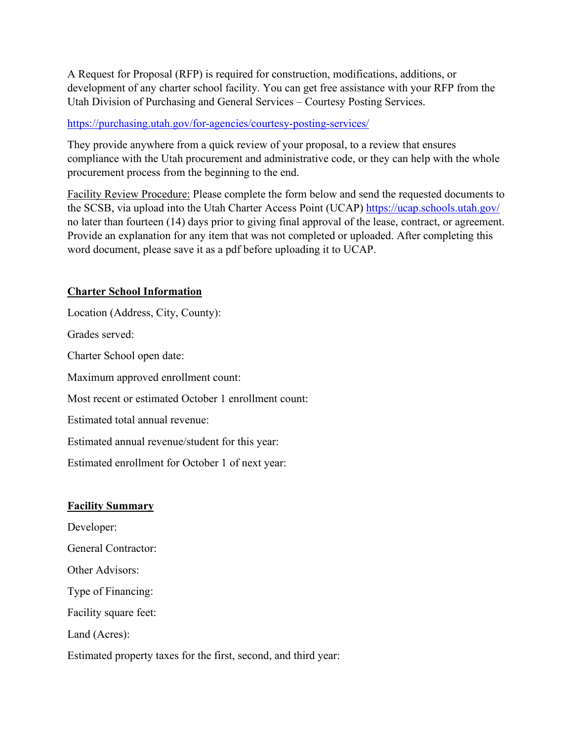A Request for Proposal (RFP) is required for construction, modifications, additions, or development of any charter school facility. You can get free assistance with your RFP from the Utah Division of Purchasing and General Services – Courtesy Posting Services.

https://purchasing.utah.gov/for-agencies/courtesy-posting-services/

They provide anywhere from a quick review of your proposal, to a review that ensures compliance with the Utah procurement and administrative code, or they can help with the whole procurement process from the beginning to the end.

Facility Review Procedure: Please complete the form below and send the requested documents to the SCSB, via upload into the Utah Charter Access Point (UCAP) https://ucap.schools.utah.gov/ no later than fourteen (14) days prior to giving final approval of the lease, contract, or agreement. Provide an explanation for any item that was not completed or uploaded. After completing this word document, please save it as a pdf before uploading it to UCAP.

**Charter School Information**

Location (Address, City, County):

Grades served:

Charter School open date:

Maximum approved enrollment count:

Most recent or estimated October 1 enrollment count:

Estimated total annual revenue:

Estimated annual revenue/student for this year:

Estimated enrollment for October 1 of next year:

**Facility Summary**

Developer:

General Contractor:

Other Advisors:

Type of Financing:

Facility square feet:

Land (Acres):

Estimated property taxes for the first, second, and third year: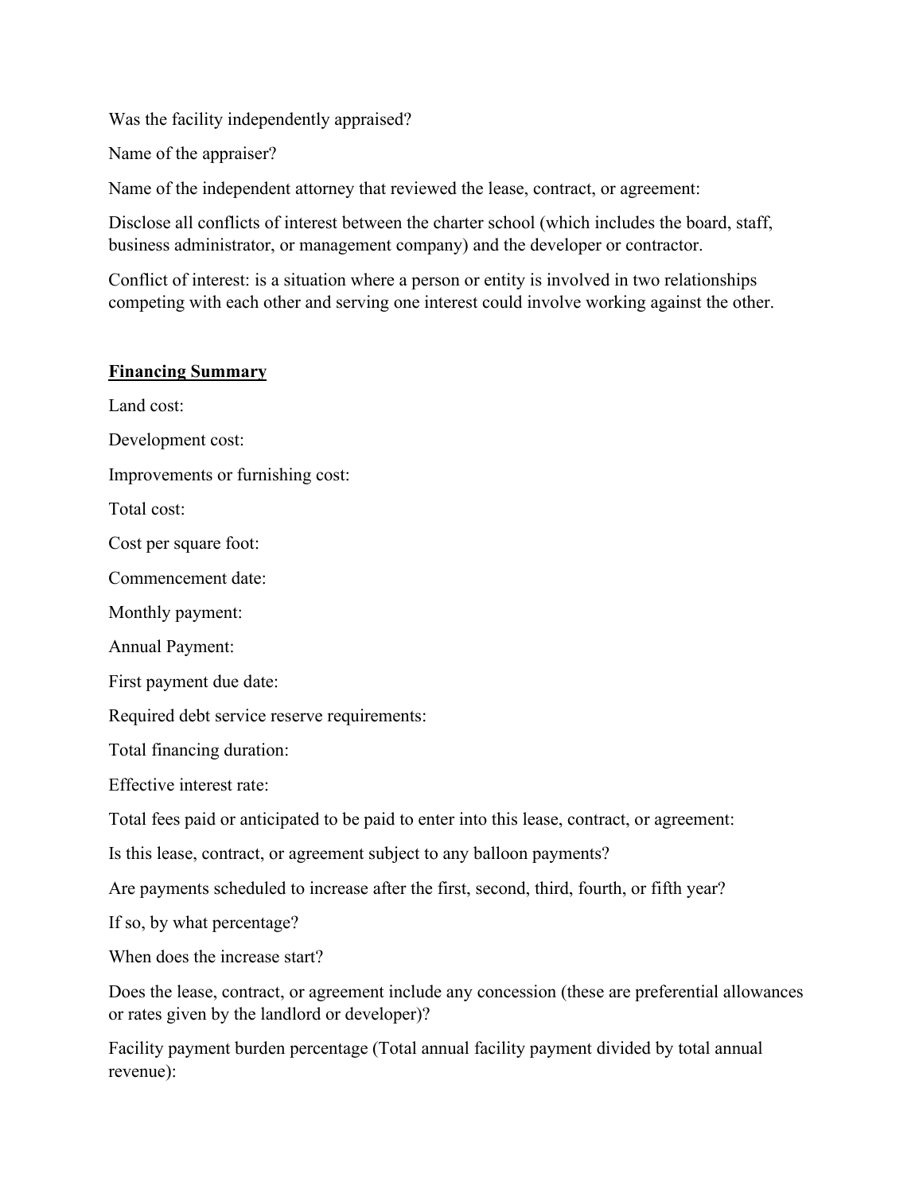Was the facility independently appraised?

Name of the appraiser?

Name of the independent attorney that reviewed the lease, contract, or agreement:

Disclose all conflicts of interest between the charter school (which includes the board, staff, business administrator, or management company) and the developer or contractor.

Conflict of interest: is a situation where a person or entity is involved in two relationships competing with each other and serving one interest could involve working against the other.

**Financing Summary**

Land cost:

Development cost:

Improvements or furnishing cost:

Total cost:

Cost per square foot:

Commencement date:

Monthly payment:

Annual Payment:

First payment due date:

Required debt service reserve requirements:

Total financing duration:

Effective interest rate:

Total fees paid or anticipated to be paid to enter into this lease, contract, or agreement:

Is this lease, contract, or agreement subject to any balloon payments?

Are payments scheduled to increase after the first, second, third, fourth, or fifth year?

If so, by what percentage?

When does the increase start?

Does the lease, contract, or agreement include any concession (these are preferential allowances or rates given by the landlord or developer)?

Facility payment burden percentage (Total annual facility payment divided by total annual revenue):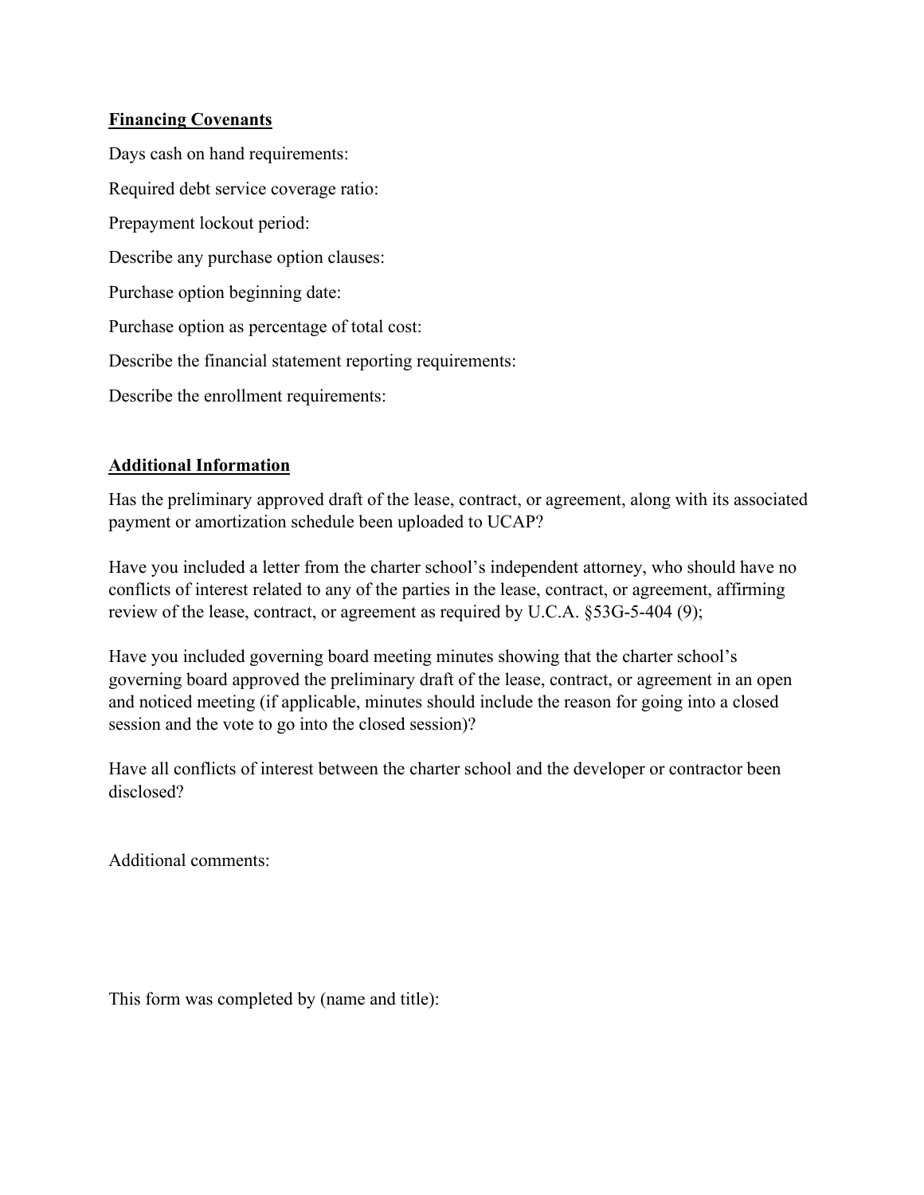**Financing Covenants**

Days cash on hand requirements:

Required debt service coverage ratio:

Prepayment lockout period:

Describe any purchase option clauses:

Purchase option beginning date:

Purchase option as percentage of total cost:

Describe the financial statement reporting requirements:

Describe the enrollment requirements:

**Additional Information**

Has the preliminary approved draft of the lease, contract, or agreement, along with its associated payment or amortization schedule been uploaded to UCAP?

Have you included a letter from the charter school's independent attorney, who should have no conflicts of interest related to any of the parties in the lease, contract, or agreement, affirming review of the lease, contract, or agreement as required by U.C.A. §53G-5-404 (9);

Have you included governing board meeting minutes showing that the charter school's governing board approved the preliminary draft of the lease, contract, or agreement in an open and noticed meeting (if applicable, minutes should include the reason for going into a closed session and the vote to go into the closed session)?

Have all conflicts of interest between the charter school and the developer or contractor been disclosed?

Additional comments:

This form was completed by (name and title):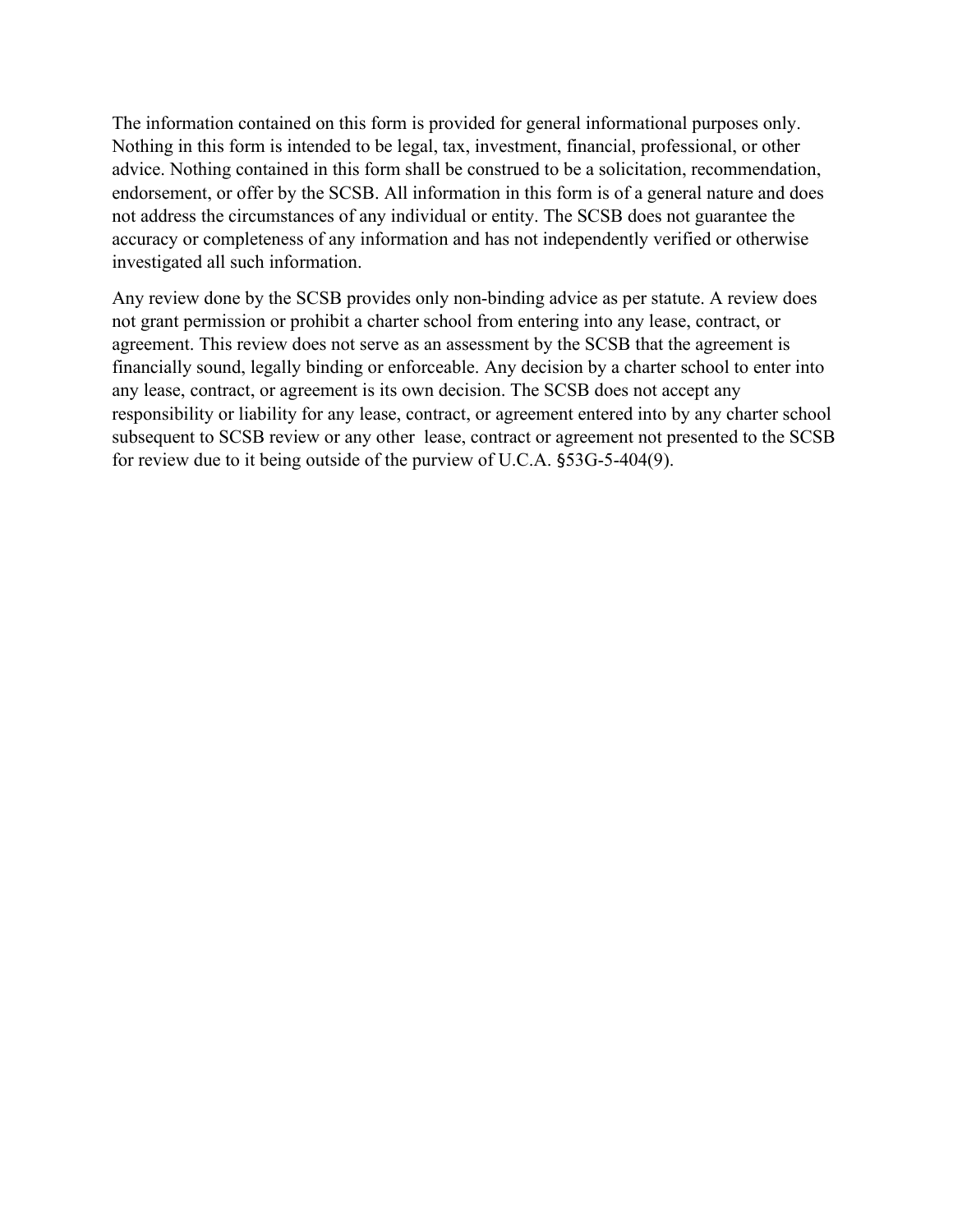The information contained on this form is provided for general informational purposes only. Nothing in this form is intended to be legal, tax, investment, financial, professional, or other advice. Nothing contained in this form shall be construed to be a solicitation, recommendation, endorsement, or offer by the SCSB. All information in this form is of a general nature and does not address the circumstances of any individual or entity. The SCSB does not guarantee the accuracy or completeness of any information and has not independently verified or otherwise investigated all such information.

Any review done by the SCSB provides only non-binding advice as per statute. A review does not grant permission or prohibit a charter school from entering into any lease, contract, or agreement. This review does not serve as an assessment by the SCSB that the agreement is financially sound, legally binding or enforceable. Any decision by a charter school to enter into any lease, contract, or agreement is its own decision. The SCSB does not accept any responsibility or liability for any lease, contract, or agreement entered into by any charter school subsequent to SCSB review or any other lease, contract or agreement not presented to the SCSB for review due to it being outside of the purview of U.C.A. §53G-5-404(9).